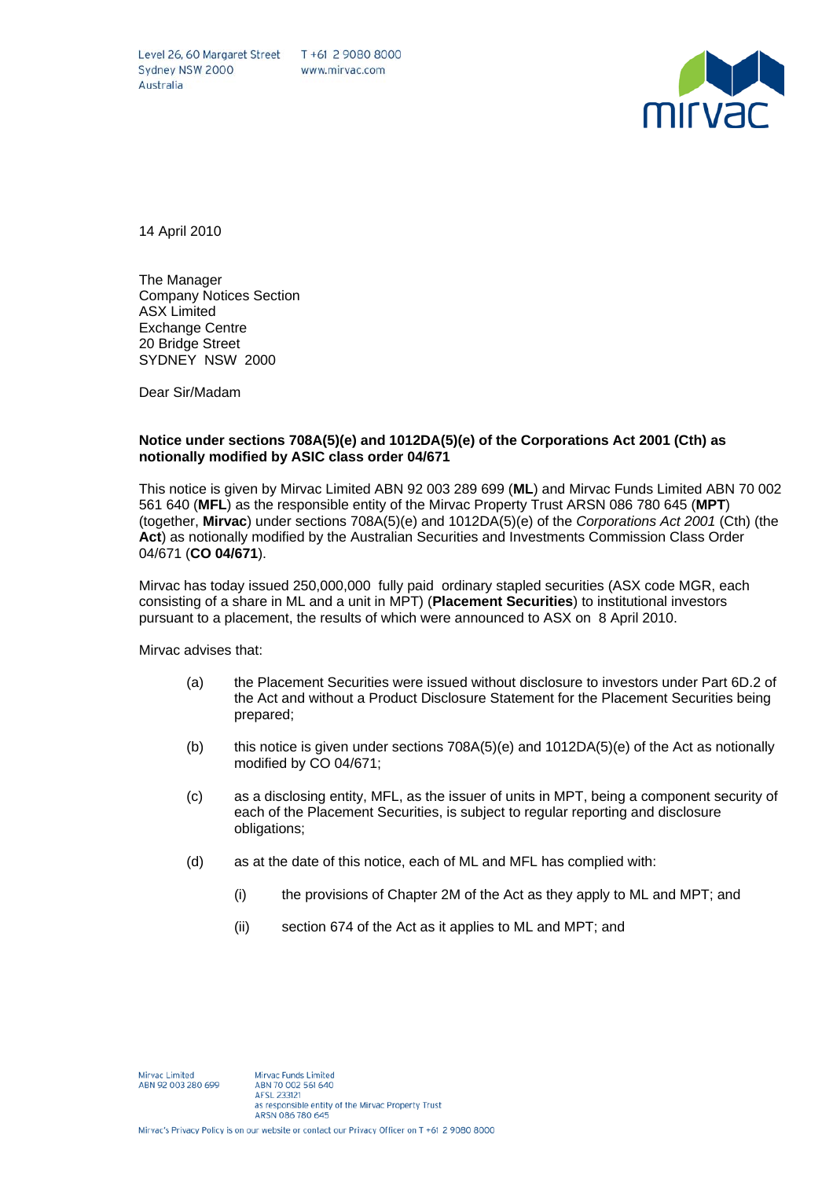Level 26, 60 Margaret Street
Sydney NSW 2000
Australia

T +61 2 9080 8000
www.mirvac.com

14 April 2010

The Manager
Company Notices Section
ASX Limited
Exchange Centre
20 Bridge Street
SYDNEY NSW 2000

Dear Sir/Madam

**Notice under sections 708A(5)(e) and 1012DA(5)(e) of the Corporations Act 2001 (Cth) as notionally modified by ASIC class order 04/671**

This notice is given by Mirvac Limited ABN 92 003 289 699 (**ML**) and Mirvac Funds Limited ABN 70 002 561 640 (**MFL**) as the responsible entity of the Mirvac Property Trust ARSN 086 780 645 (**MPT**) (together, **Mirvac**) under sections 708A(5)(e) and 1012DA(5)(e) of the *Corporations Act 2001* (Cth) (the **Act**) as notionally modified by the Australian Securities and Investments Commission Class Order 04/671 (**CO 04/671**).

Mirvac has today issued 250,000,000 fully paid ordinary stapled securities (ASX code MGR, each consisting of a share in ML and a unit in MPT) (**Placement Securities**) to institutional investors pursuant to a placement, the results of which were announced to ASX on 8 April 2010.

Mirvac advises that:

(a) the Placement Securities were issued without disclosure to investors under Part 6D.2 of the Act and without a Product Disclosure Statement for the Placement Securities being prepared;

(b) this notice is given under sections 708A(5)(e) and 1012DA(5)(e) of the Act as notionally modified by CO 04/671;

(c) as a disclosing entity, MFL, as the issuer of units in MPT, being a component security of each of the Placement Securities, is subject to regular reporting and disclosure obligations;

(d) as at the date of this notice, each of ML and MFL has complied with:

  (i) the provisions of Chapter 2M of the Act as they apply to ML and MPT; and

  (ii) section 674 of the Act as it applies to ML and MPT; and

Mirvac Limited
ABN 92 003 280 699

Mirvac Funds Limited
ABN 70 002 561 640
AFSL 233121
as responsible entity of the Mirvac Property Trust
ARSN 086 780 645

Mirvac's Privacy Policy is on our website or contact our Privacy Officer on T +61 2 9080 8000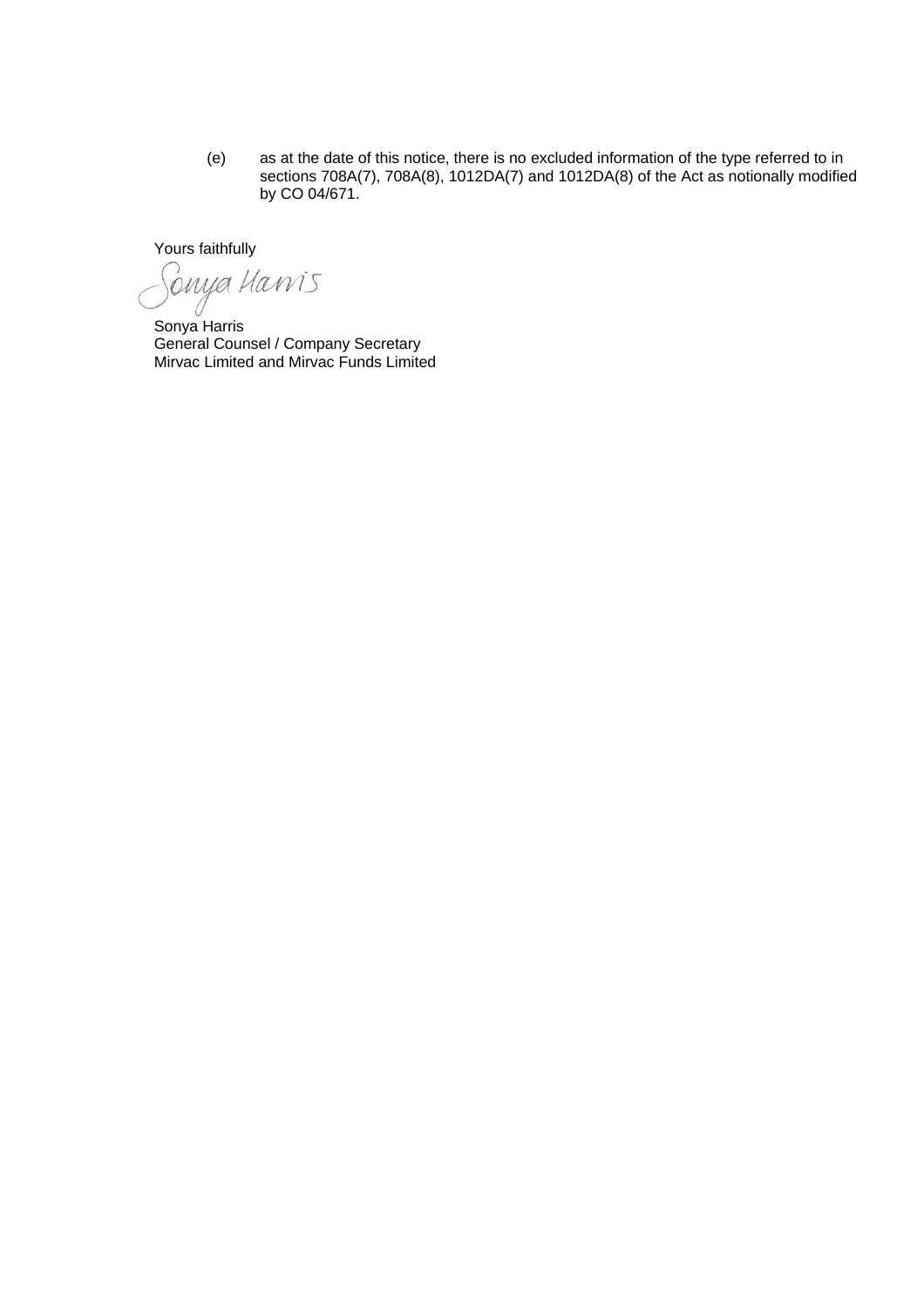(e) as at the date of this notice, there is no excluded information of the type referred to in sections 708A(7), 708A(8), 1012DA(7) and 1012DA(8) of the Act as notionally modified by CO 04/671.

Yours faithfully

Sonya Harris

Sonya Harris
General Counsel / Company Secretary
Mirvac Limited and Mirvac Funds Limited